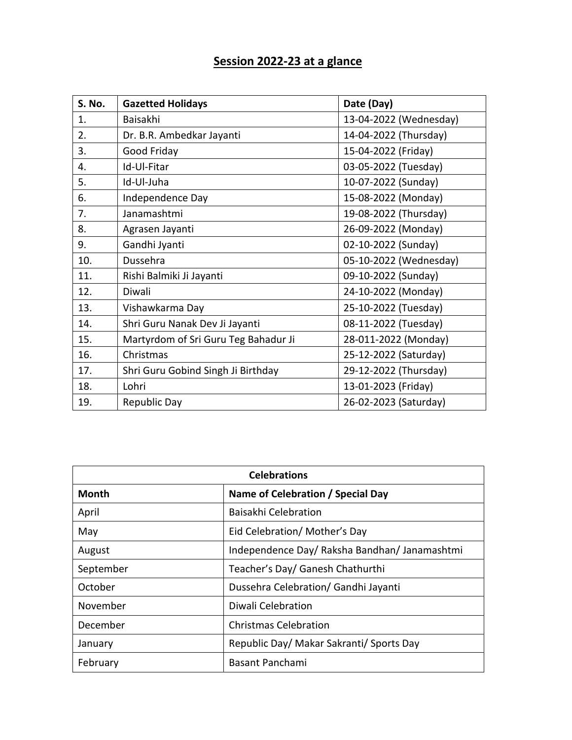# Session 2022-23 at a glance

| S. No. | Gazetted Holidays | Date (Day) |
|---|---|---|
| 1. | Baisakhi | 13-04-2022 (Wednesday) |
| 2. | Dr. B.R. Ambedkar Jayanti | 14-04-2022 (Thursday) |
| 3. | Good Friday | 15-04-2022 (Friday) |
| 4. | Id-Ul-Fitar | 03-05-2022 (Tuesday) |
| 5. | Id-Ul-Juha | 10-07-2022 (Sunday) |
| 6. | Independence Day | 15-08-2022 (Monday) |
| 7. | Janamashtmi | 19-08-2022 (Thursday) |
| 8. | Agrasen Jayanti | 26-09-2022 (Monday) |
| 9. | Gandhi Jyanti | 02-10-2022 (Sunday) |
| 10. | Dussehra | 05-10-2022 (Wednesday) |
| 11. | Rishi Balmiki Ji Jayanti | 09-10-2022 (Sunday) |
| 12. | Diwali | 24-10-2022 (Monday) |
| 13. | Vishawkarma Day | 25-10-2022 (Tuesday) |
| 14. | Shri Guru Nanak Dev Ji Jayanti | 08-11-2022 (Tuesday) |
| 15. | Martyrdom of Sri Guru Teg Bahadur Ji | 28-011-2022 (Monday) |
| 16. | Christmas | 25-12-2022 (Saturday) |
| 17. | Shri Guru Gobind Singh Ji Birthday | 29-12-2022 (Thursday) |
| 18. | Lohri | 13-01-2023 (Friday) |
| 19. | Republic Day | 26-02-2023 (Saturday) |

| Celebrations | |
|---|---|
| **Month** | **Name of Celebration / Special Day** |
| April | Baisakhi Celebration |
| May | Eid Celebration/ Mother's Day |
| August | Independence Day/ Raksha Bandhan/ Janamashtmi |
| September | Teacher's Day/ Ganesh Chathurthi |
| October | Dussehra Celebration/ Gandhi Jayanti |
| November | Diwali Celebration |
| December | Christmas Celebration |
| January | Republic Day/ Makar Sakranti/ Sports Day |
| February | Basant Panchami |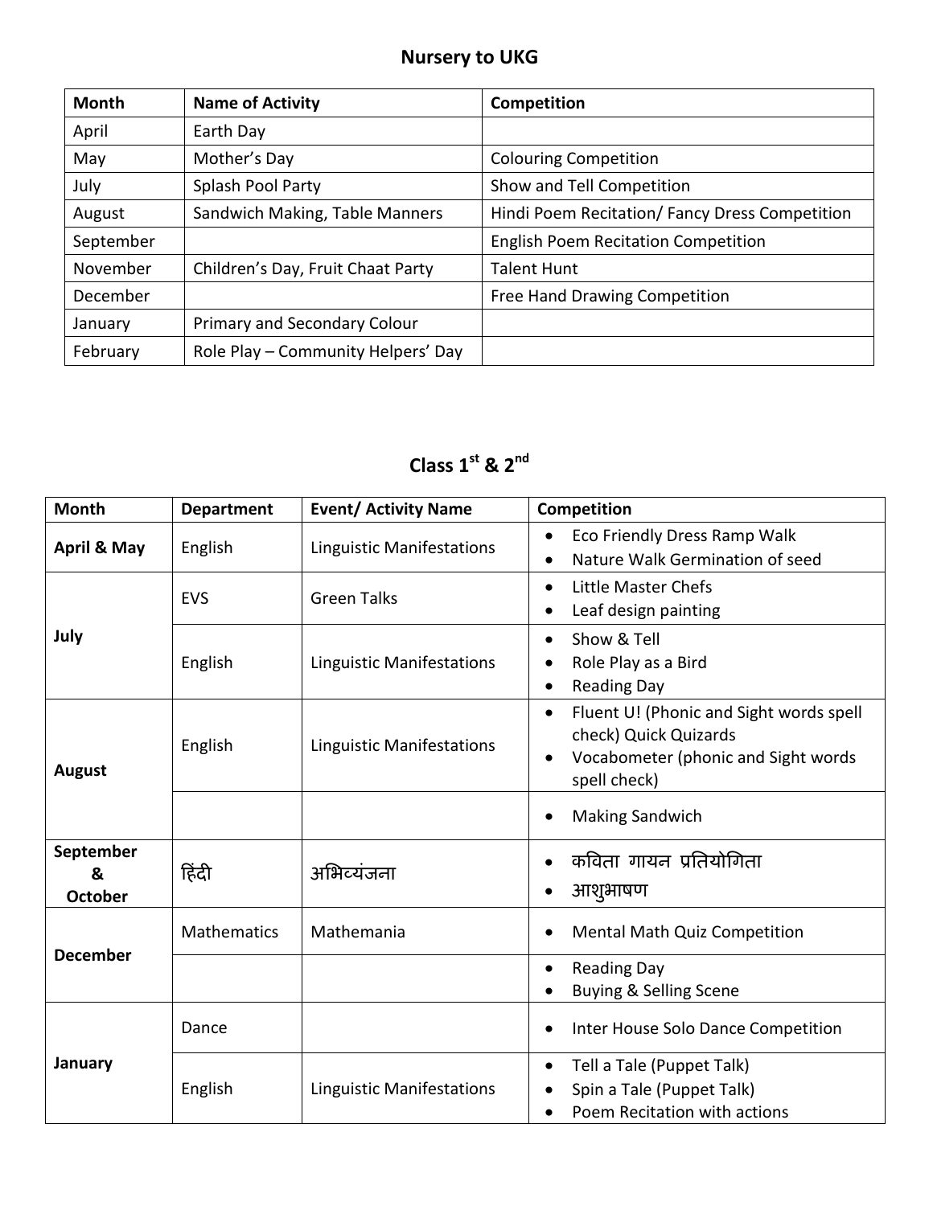## Nursery to UKG

| Month | Name of Activity | Competition |
|---|---|---|
| April | Earth Day | |
| May | Mother's Day | Colouring Competition |
| July | Splash Pool Party | Show and Tell Competition |
| August | Sandwich Making, Table Manners | Hindi Poem Recitation/ Fancy Dress Competition |
| September | | English Poem Recitation Competition |
| November | Children's Day, Fruit Chaat Party | Talent Hunt |
| December | | Free Hand Drawing Competition |
| January | Primary and Secondary Colour | |
| February | Role Play – Community Helpers' Day | |

## Class 1st & 2nd

| Month | Department | Event/ Activity Name | Competition |
|---|---|---|---|
| **April & May** | English | Linguistic Manifestations | • Eco Friendly Dress Ramp Walk<br>• Nature Walk Germination of seed |
| **July** | EVS | Green Talks | • Little Master Chefs<br>• Leaf design painting |
| | English | Linguistic Manifestations | • Show & Tell<br>• Role Play as a Bird<br>• Reading Day |
| **August** | English | Linguistic Manifestations | • Fluent U! (Phonic and Sight words spell check) Quick Quizards<br>• Vocabometer (phonic and Sight words spell check) |
| | | | • Making Sandwich |
| **September & October** | हिंदी | अभिव्यंजना | • कविता गायन प्रतियोगिता<br>• आशुभाषण |
| **December** | Mathematics | Mathemania | • Mental Math Quiz Competition |
| | | | • Reading Day<br>• Buying & Selling Scene |
| **January** | Dance | | • Inter House Solo Dance Competition |
| | English | Linguistic Manifestations | • Tell a Tale (Puppet Talk)<br>• Spin a Tale (Puppet Talk)<br>• Poem Recitation with actions |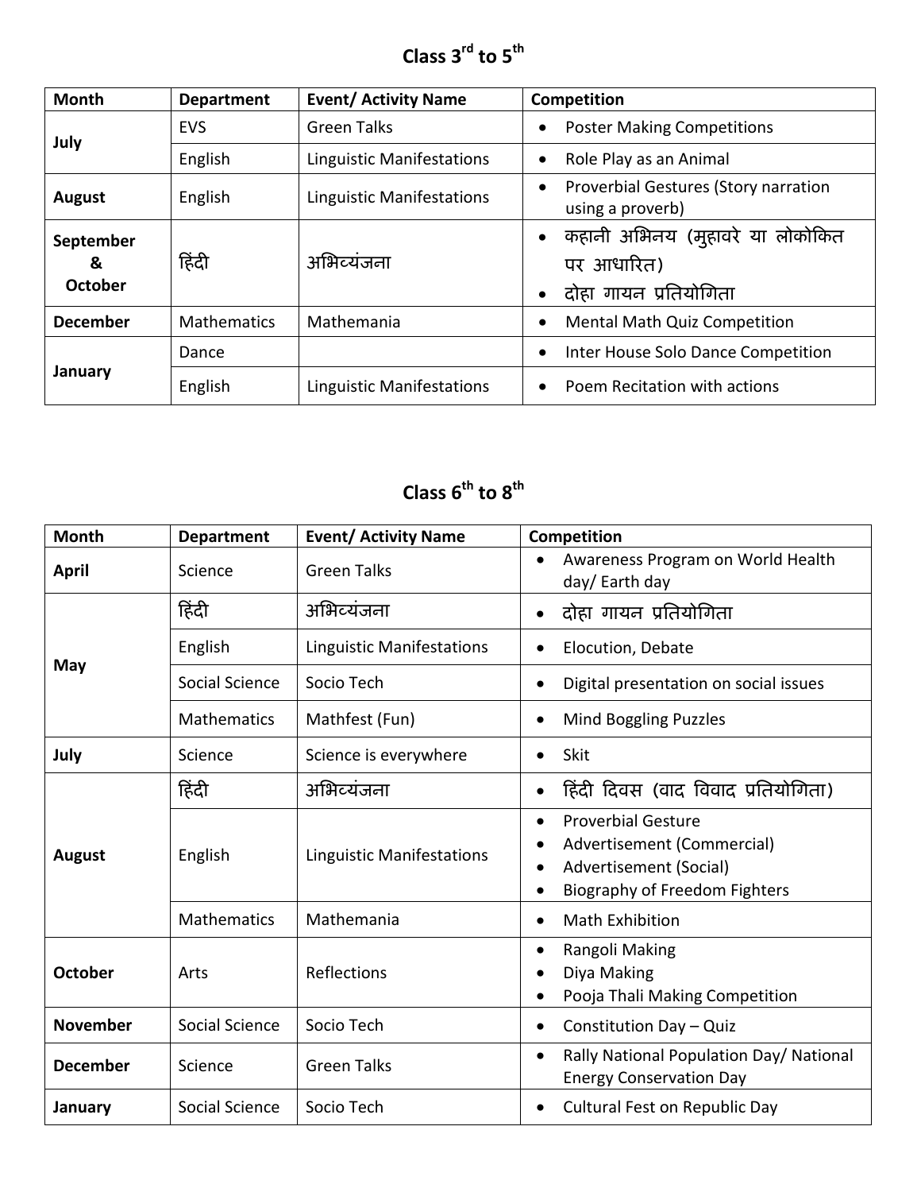## Class 3rd to 5th

| Month | Department | Event/ Activity Name | Competition |
|---|---|---|---|
| **July** | EVS | Green Talks | • Poster Making Competitions |
| | English | Linguistic Manifestations | • Role Play as an Animal |
| **August** | English | Linguistic Manifestations | • Proverbial Gestures (Story narration using a proverb) |
| **September & October** | हिंदी | अभिव्यंजना | • कहानी अभिनय (मुहावरे या लोकोकित पर आधारित)<br>• दोहा गायन प्रतियोगिता |
| **December** | Mathematics | Mathemania | • Mental Math Quiz Competition |
| **January** | Dance | | • Inter House Solo Dance Competition |
| | English | Linguistic Manifestations | • Poem Recitation with actions |

## Class 6th to 8th

| Month | Department | Event/ Activity Name | Competition |
|---|---|---|---|
| **April** | Science | Green Talks | • Awareness Program on World Health day/ Earth day |
| **May** | हिंदी | अभिव्यंजना | • दोहा गायन प्रतियोगिता |
| | English | Linguistic Manifestations | • Elocution, Debate |
| | Social Science | Socio Tech | • Digital presentation on social issues |
| | Mathematics | Mathfest (Fun) | • Mind Boggling Puzzles |
| **July** | Science | Science is everywhere | • Skit |
| **August** | हिंदी | अभिव्यंजना | • हिंदी दिवस (वाद विवाद प्रतियोगिता) |
| | English | Linguistic Manifestations | • Proverbial Gesture<br>• Advertisement (Commercial)<br>• Advertisement (Social)<br>• Biography of Freedom Fighters |
| | Mathematics | Mathemania | • Math Exhibition |
| **October** | Arts | Reflections | • Rangoli Making<br>• Diya Making<br>• Pooja Thali Making Competition |
| **November** | Social Science | Socio Tech | • Constitution Day – Quiz |
| **December** | Science | Green Talks | • Rally National Population Day/ National Energy Conservation Day |
| **January** | Social Science | Socio Tech | • Cultural Fest on Republic Day |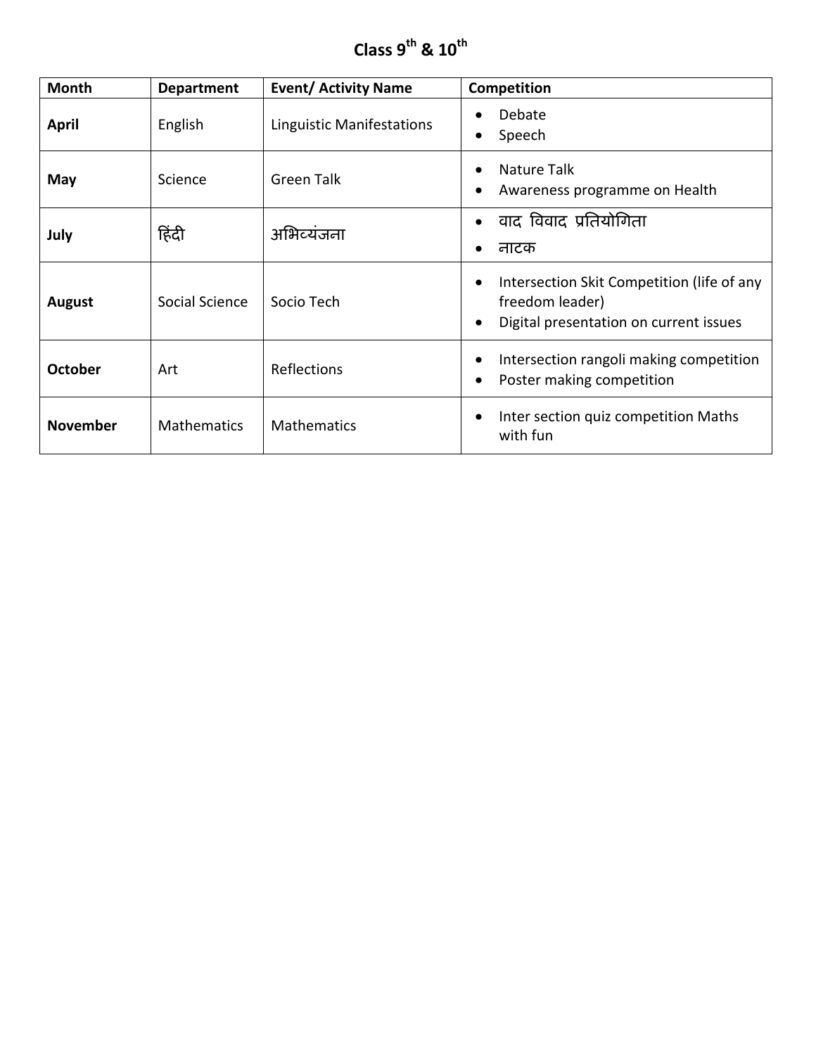# Class 9th & 10th

| Month | Department | Event/ Activity Name | Competition |
|---|---|---|---|
| **April** | English | Linguistic Manifestations | • Debate<br>• Speech |
| **May** | Science | Green Talk | • Nature Talk<br>• Awareness programme on Health |
| **July** | हिंदी | अभिव्यंजना | • वाद विवाद प्रतियोगिता<br>• नाटक |
| **August** | Social Science | Socio Tech | • Intersection Skit Competition (life of any freedom leader)<br>• Digital presentation on current issues |
| **October** | Art | Reflections | • Intersection rangoli making competition<br>• Poster making competition |
| **November** | Mathematics | Mathematics | • Inter section quiz competition Maths with fun |